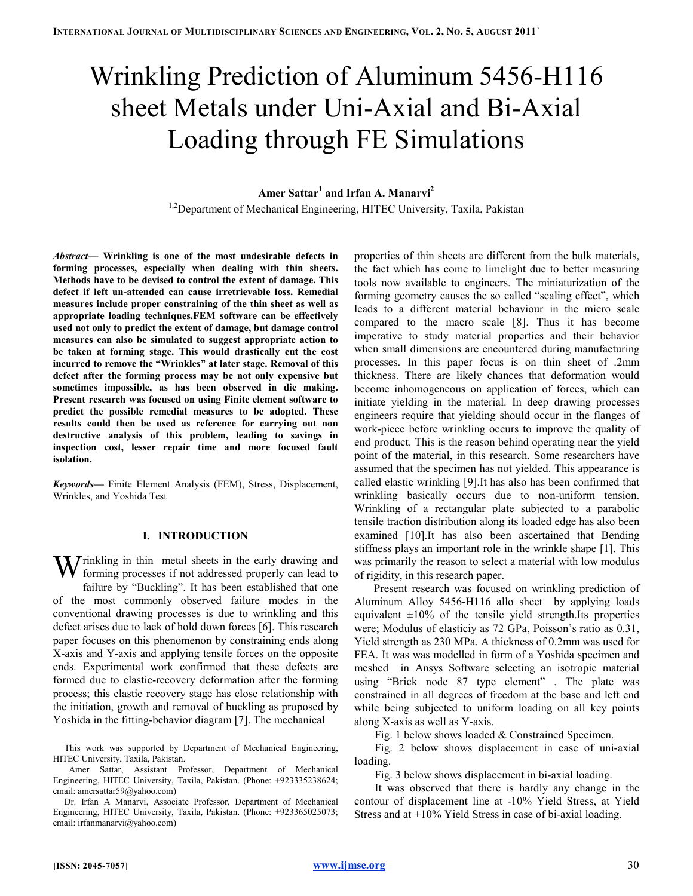# Wrinkling Prediction of Aluminum 5456-H116 sheet Metals under Uni-Axial and Bi-Axial Loading through FE Simulations

**Amer Sattar[1] and Irfan A. Manarvi[2]**

[1,2]Department of Mechanical Engineering, HITEC University, Taxila, Pakistan

***Abstract*— Wrinkling is one of the most undesirable defects in forming processes, especially when dealing with thin sheets. Methods have to be devised to control the extent of damage. This defect if left un-attended can cause irretrievable loss. Remedial measures include proper constraining of the thin sheet as well as appropriate loading techniques.FEM software can be effectively used not only to predict the extent of damage, but damage control measures can also be simulated to suggest appropriate action to be taken at forming stage. This would drastically cut the cost incurred to remove the "Wrinkles" at later stage. Removal of this defect after the forming process may be not only expensive but sometimes impossible, as has been observed in die making. Present research was focused on using Finite element software to predict the possible remedial measures to be adopted. These results could then be used as reference for carrying out non destructive analysis of this problem, leading to savings in inspection cost, lesser repair time and more focused fault isolation.**

***Keywords*—** Finite Element Analysis (FEM), Stress, Displacement, Wrinkles, and Yoshida Test

## I. INTRODUCTION

Wrinkling in thin metal sheets in the early drawing and forming processes if not addressed properly can lead to failure by "Buckling". It has been established that one of the most commonly observed failure modes in the conventional drawing processes is due to wrinkling and this defect arises due to lack of hold down forces [6]. This research paper focuses on this phenomenon by constraining ends along X-axis and Y-axis and applying tensile forces on the opposite ends. Experimental work confirmed that these defects are formed due to elastic-recovery deformation after the forming process; this elastic recovery stage has close relationship with the initiation, growth and removal of buckling as proposed by Yoshida in the fitting-behavior diagram [7]. The mechanical properties of thin sheets are different from the bulk materials, the fact which has come to limelight due to better measuring tools now available to engineers. The miniaturization of the forming geometry causes the so called "scaling effect", which leads to a different material behaviour in the micro scale compared to the macro scale [8]. Thus it has become imperative to study material properties and their behavior when small dimensions are encountered during manufacturing processes. In this paper focus is on thin sheet of .2mm thickness. There are likely chances that deformation would become inhomogeneous on application of forces, which can initiate yielding in the material. In deep drawing processes engineers require that yielding should occur in the flanges of work-piece before wrinkling occurs to improve the quality of end product. This is the reason behind operating near the yield point of the material, in this research. Some researchers have assumed that the specimen has not yielded. This appearance is called elastic wrinkling [9].It has also has been confirmed that wrinkling basically occurs due to non-uniform tension. Wrinkling of a rectangular plate subjected to a parabolic tensile traction distribution along its loaded edge has also been examined [10].It has also been ascertained that Bending stiffness plays an important role in the wrinkle shape [1]. This was primarily the reason to select a material with low modulus of rigidity, in this research paper.

Present research was focused on wrinkling prediction of Aluminum Alloy 5456-H116 allo sheet by applying loads equivalent ±10% of the tensile yield strength.Its properties were; Modulus of elasticiy as 72 GPa, Poisson's ratio as 0.31, Yield strength as 230 MPa. A thickness of 0.2mm was used for FEA. It was was modelled in form of a Yoshida specimen and meshed in Ansys Software selecting an isotropic material using "Brick node 87 type element" . The plate was constrained in all degrees of freedom at the base and left end while being subjected to uniform loading on all key points along X-axis as well as Y-axis.

Fig. 1 below shows loaded & Constrained Specimen.

Fig. 2 below shows displacement in case of uni-axial loading.

Fig. 3 below shows displacement in bi-axial loading.

It was observed that there is hardly any change in the contour of displacement line at -10% Yield Stress, at Yield Stress and at +10% Yield Stress in case of bi-axial loading.

This work was supported by Department of Mechanical Engineering, HITEC University, Taxila, Pakistan.

Amer Sattar, Assistant Professor, Department of Mechanical Engineering, HITEC University, Taxila, Pakistan. (Phone: +923335238624; email: amersattar59@yahoo.com)

Dr. Irfan A Manarvi, Associate Professor, Department of Mechanical Engineering, HITEC University, Taxila, Pakistan. (Phone: +923365025073; email: irfanmanarvi@yahoo.com)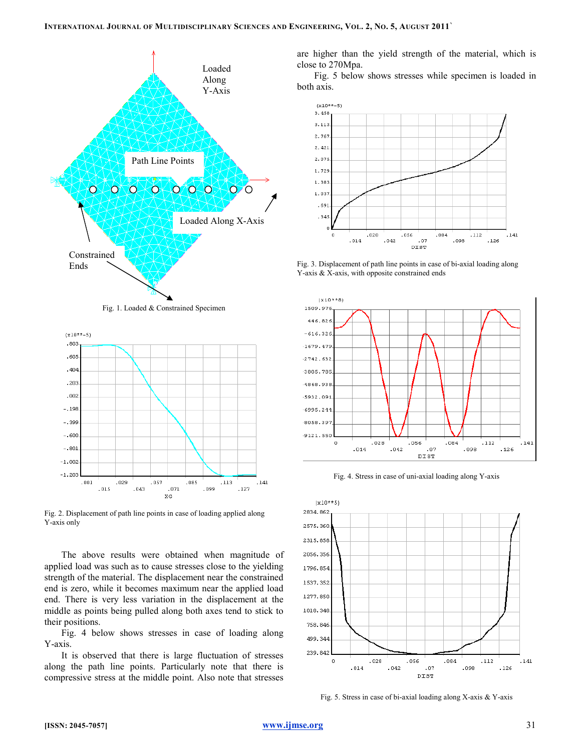Fig. 1. Loaded & Constrained Specimen

Fig. 2. Displacement of path line points in case of loading applied along Y-axis only

The above results were obtained when magnitude of applied load was such as to cause stresses close to the yielding strength of the material. The displacement near the constrained end is zero, while it becomes maximum near the applied load end. There is very less variation in the displacement at the middle as points being pulled along both axes tend to stick to their positions.

Fig. 4 below shows stresses in case of loading along Y-axis.

It is observed that there is large fluctuation of stresses along the path line points. Particularly note that there is compressive stress at the middle point. Also note that stresses are higher than the yield strength of the material, which is close to 270Mpa.

Fig. 5 below shows stresses while specimen is loaded in both axis.

Fig. 3. Displacement of path line points in case of bi-axial loading along Y-axis & X-axis, with opposite constrained ends

Fig. 4. Stress in case of uni-axial loading along Y-axis

Fig. 5. Stress in case of bi-axial loading along X-axis & Y-axis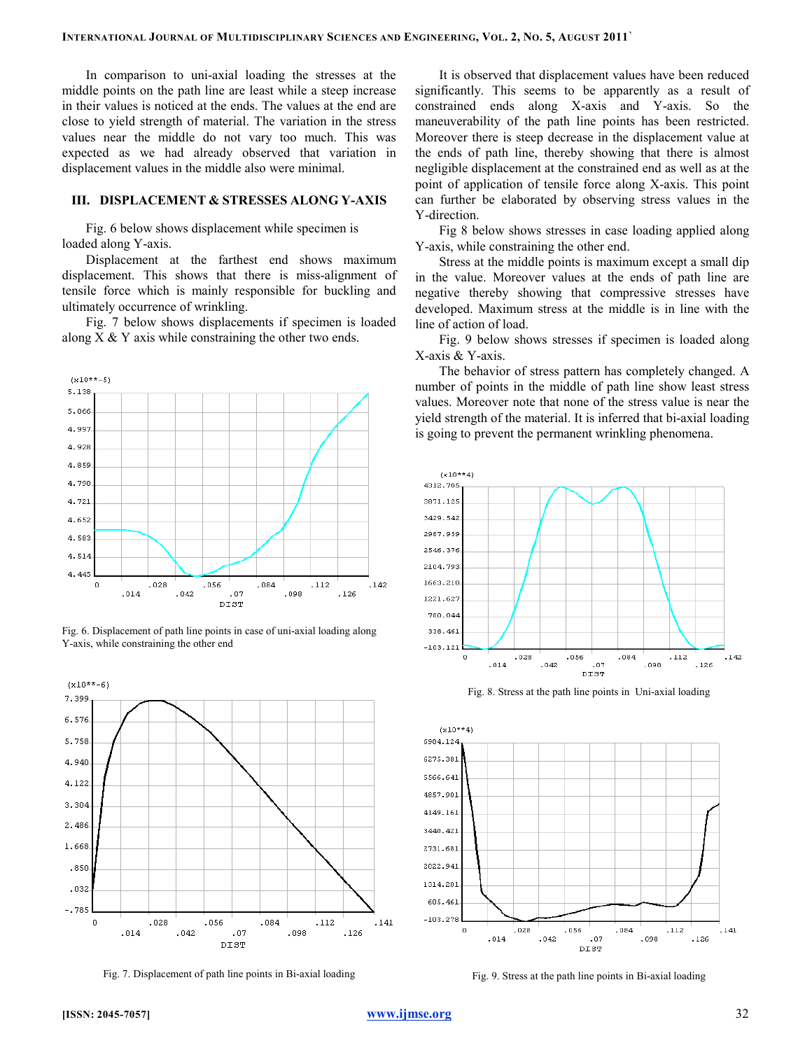In comparison to uni-axial loading the stresses at the middle points on the path line are least while a steep increase in their values is noticed at the ends. The values at the end are close to yield strength of material. The variation in the stress values near the middle do not vary too much. This was expected as we had already observed that variation in displacement values in the middle also were minimal.

## III. DISPLACEMENT & STRESSES ALONG Y-AXIS

Fig. 6 below shows displacement while specimen is loaded along Y-axis.

Displacement at the farthest end shows maximum displacement. This shows that there is miss-alignment of tensile force which is mainly responsible for buckling and ultimately occurrence of wrinkling.

Fig. 7 below shows displacements if specimen is loaded along X & Y axis while constraining the other two ends.

Fig. 6. Displacement of path line points in case of uni-axial loading along Y-axis, while constraining the other end

Fig. 7. Displacement of path line points in Bi-axial loading

It is observed that displacement values have been reduced significantly. This seems to be apparently as a result of constrained ends along X-axis and Y-axis. So the maneuverability of the path line points has been restricted. Moreover there is steep decrease in the displacement value at the ends of path line, thereby showing that there is almost negligible displacement at the constrained end as well as at the point of application of tensile force along X-axis. This point can further be elaborated by observing stress values in the Y-direction.

Fig 8 below shows stresses in case loading applied along Y-axis, while constraining the other end.

Stress at the middle points is maximum except a small dip in the value. Moreover values at the ends of path line are negative thereby showing that compressive stresses have developed. Maximum stress at the middle is in line with the line of action of load.

Fig. 9 below shows stresses if specimen is loaded along X-axis & Y-axis.

The behavior of stress pattern has completely changed. A number of points in the middle of path line show least stress values. Moreover note that none of the stress value is near the yield strength of the material. It is inferred that bi-axial loading is going to prevent the permanent wrinkling phenomena.

Fig. 8. Stress at the path line points in Uni-axial loading

Fig. 9. Stress at the path line points in Bi-axial loading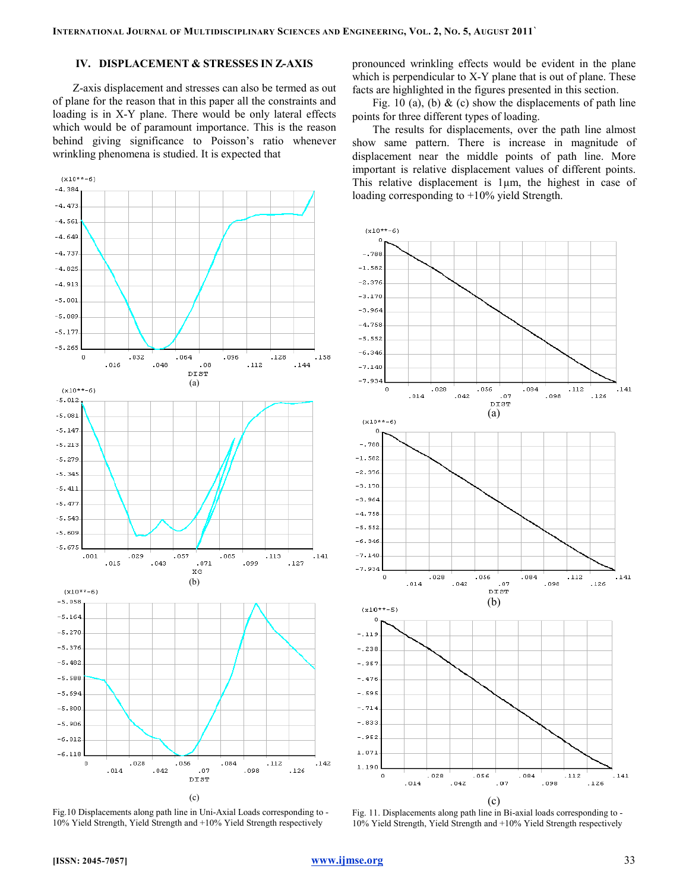## IV. DISPLACEMENT & STRESSES IN Z-AXIS

Z-axis displacement and stresses can also be termed as out of plane for the reason that in this paper all the constraints and loading is in X-Y plane. There would be only lateral effects which would be of paramount importance. This is the reason behind giving significance to Poisson's ratio whenever wrinkling phenomena is studied. It is expected that pronounced wrinkling effects would be evident in the plane which is perpendicular to X-Y plane that is out of plane. These facts are highlighted in the figures presented in this section.

Fig. 10 (a), (b) & (c) show the displacements of path line points for three different types of loading.

The results for displacements, over the path line almost show same pattern. There is increase in magnitude of displacement near the middle points of path line. More important is relative displacement values of different points. This relative displacement is 1µm, the highest in case of loading corresponding to +10% yield Strength.

Fig.10 Displacements along path line in Uni-Axial Loads corresponding to -10% Yield Strength, Yield Strength and +10% Yield Strength respectively

Fig. 11. Displacements along path line in Bi-axial loads corresponding to -10% Yield Strength, Yield Strength and +10% Yield Strength respectively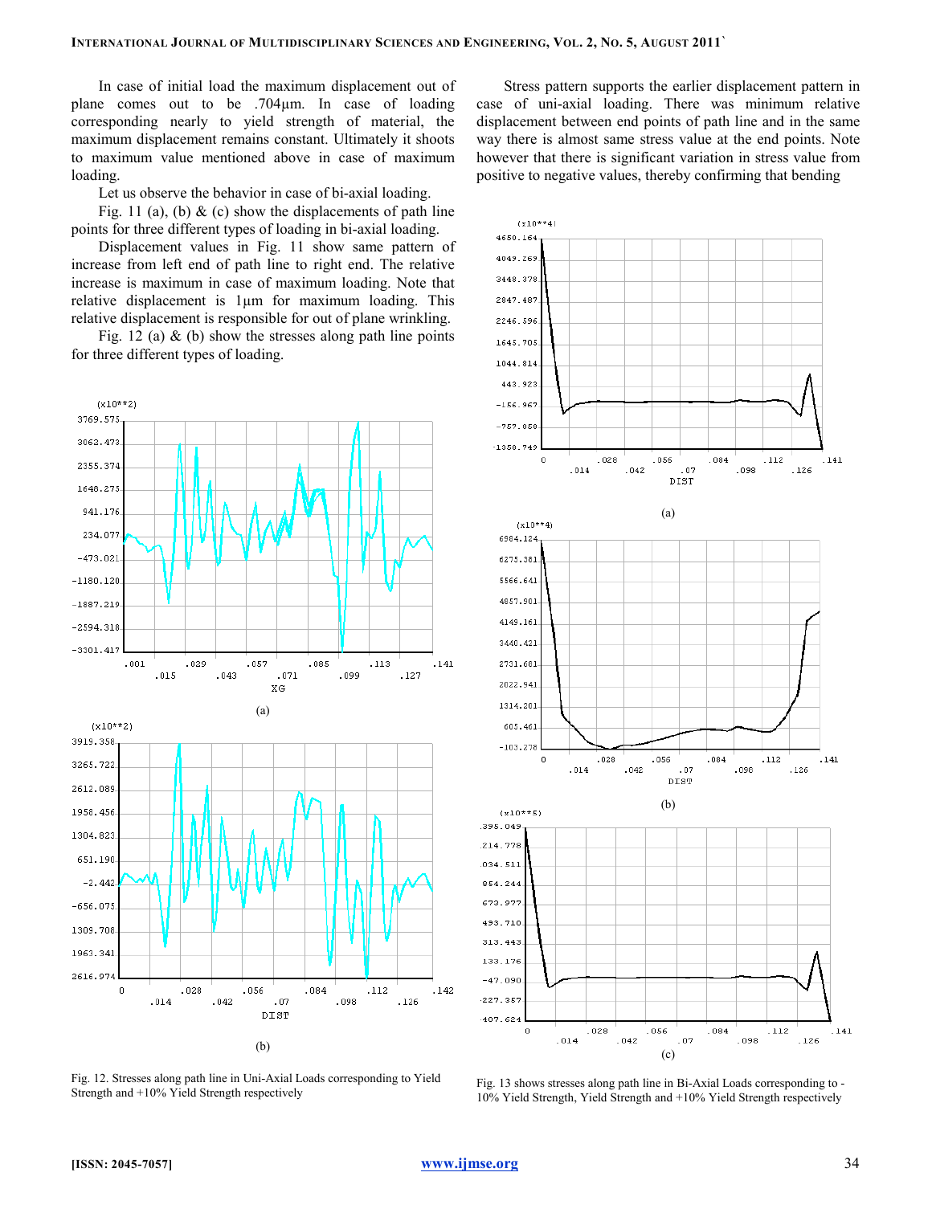In case of initial load the maximum displacement out of plane comes out to be .704µm. In case of loading corresponding nearly to yield strength of material, the maximum displacement remains constant. Ultimately it shoots to maximum value mentioned above in case of maximum loading.

Let us observe the behavior in case of bi-axial loading.

Fig. 11 (a), (b) & (c) show the displacements of path line points for three different types of loading in bi-axial loading.

Displacement values in Fig. 11 show same pattern of increase from left end of path line to right end. The relative increase is maximum in case of maximum loading. Note that relative displacement is 1µm for maximum loading. This relative displacement is responsible for out of plane wrinkling.

Fig. 12 (a) & (b) show the stresses along path line points for three different types of loading.

(a)

(b)

Fig. 12. Stresses along path line in Uni-Axial Loads corresponding to Yield Strength and +10% Yield Strength respectively

Stress pattern supports the earlier displacement pattern in case of uni-axial loading. There was minimum relative displacement between end points of path line and in the same way there is almost same stress value at the end points. Note however that there is significant variation in stress value from positive to negative values, thereby confirming that bending

(a)

(b)

(c)

Fig. 13 shows stresses along path line in Bi-Axial Loads corresponding to -10% Yield Strength, Yield Strength and +10% Yield Strength respectively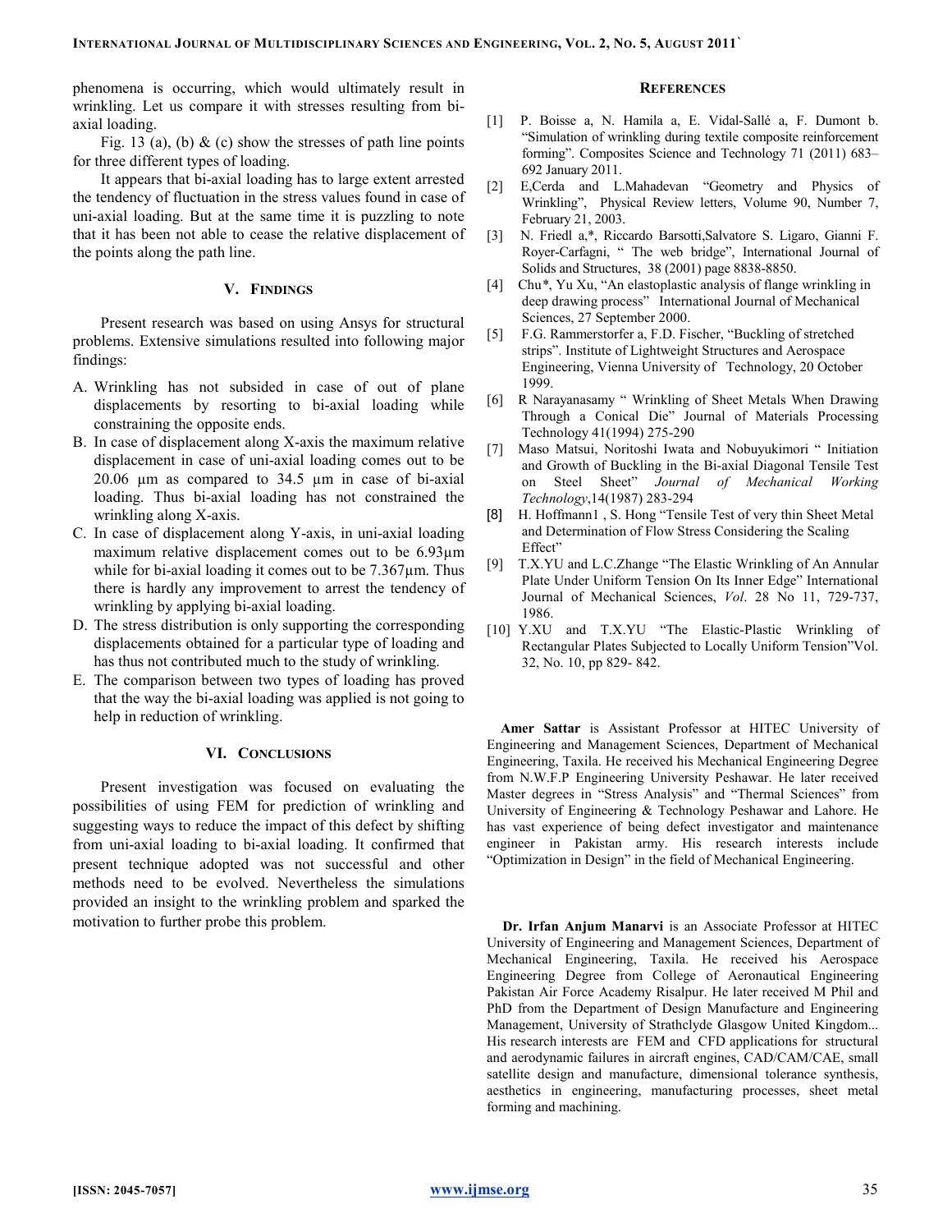phenomena is occurring, which would ultimately result in wrinkling. Let us compare it with stresses resulting from bi-axial loading.

Fig. 13 (a), (b) & (c) show the stresses of path line points for three different types of loading.

It appears that bi-axial loading has to large extent arrested the tendency of fluctuation in the stress values found in case of uni-axial loading. But at the same time it is puzzling to note that it has been not able to cease the relative displacement of the points along the path line.

## V. Findings

Present research was based on using Ansys for structural problems. Extensive simulations resulted into following major findings:

A. Wrinkling has not subsided in case of out of plane displacements by resorting to bi-axial loading while constraining the opposite ends.

B. In case of displacement along X-axis the maximum relative displacement in case of uni-axial loading comes out to be 20.06 µm as compared to 34.5 µm in case of bi-axial loading. Thus bi-axial loading has not constrained the wrinkling along X-axis.

C. In case of displacement along Y-axis, in uni-axial loading maximum relative displacement comes out to be 6.93µm while for bi-axial loading it comes out to be 7.367µm. Thus there is hardly any improvement to arrest the tendency of wrinkling by applying bi-axial loading.

D. The stress distribution is only supporting the corresponding displacements obtained for a particular type of loading and has thus not contributed much to the study of wrinkling.

E. The comparison between two types of loading has proved that the way the bi-axial loading was applied is not going to help in reduction of wrinkling.

## VI. Conclusions

Present investigation was focused on evaluating the possibilities of using FEM for prediction of wrinkling and suggesting ways to reduce the impact of this defect by shifting from uni-axial loading to bi-axial loading. It confirmed that present technique adopted was not successful and other methods need to be evolved. Nevertheless the simulations provided an insight to the wrinkling problem and sparked the motivation to further probe this problem.

## References

[1] P. Boisse a, N. Hamila a, E. Vidal-Sallé a, F. Dumont b. "Simulation of wrinkling during textile composite reinforcement forming". Composites Science and Technology 71 (2011) 683–692 January 2011.

[2] E,Cerda and L.Mahadevan "Geometry and Physics of Wrinkling", Physical Review letters, Volume 90, Number 7, February 21, 2003.

[3] N. Friedl a,*, Riccardo Barsotti,Salvatore S. Ligaro, Gianni F. Royer-Carfagni, " The web bridge", International Journal of Solids and Structures, 38 (2001) page 8838-8850.

[4] Chu*, Yu Xu, "An elastoplastic analysis of flange wrinkling in deep drawing process" International Journal of Mechanical Sciences, 27 September 2000.

[5] F.G. Rammerstorfer a, F.D. Fischer, "Buckling of stretched strips". Institute of Lightweight Structures and Aerospace Engineering, Vienna University of Technology, 20 October 1999.

[6] R Narayanasamy " Wrinkling of Sheet Metals When Drawing Through a Conical Die" Journal of Materials Processing Technology 41(1994) 275-290

[7] Maso Matsui, Noritoshi Iwata and Nobuyukimori " Initiation and Growth of Buckling in the Bi-axial Diagonal Tensile Test on Steel Sheet" *Journal of Mechanical Working Technology*,14(1987) 283-294

[8] H. Hoffmann1 , S. Hong "Tensile Test of very thin Sheet Metal and Determination of Flow Stress Considering the Scaling Effect"

[9] T.X.YU and L.C.Zhange "The Elastic Wrinkling of An Annular Plate Under Uniform Tension On Its Inner Edge" International Journal of Mechanical Sciences, *Vol*. 28 No 11, 729-737, 1986.

[10] Y.XU and T.X.YU "The Elastic-Plastic Wrinkling of Rectangular Plates Subjected to Locally Uniform Tension"Vol. 32, No. 10, pp 829- 842.

**Amer Sattar** is Assistant Professor at HITEC University of Engineering and Management Sciences, Department of Mechanical Engineering, Taxila. He received his Mechanical Engineering Degree from N.W.F.P Engineering University Peshawar. He later received Master degrees in "Stress Analysis" and "Thermal Sciences" from University of Engineering & Technology Peshawar and Lahore. He has vast experience of being defect investigator and maintenance engineer in Pakistan army. His research interests include "Optimization in Design" in the field of Mechanical Engineering.

**Dr. Irfan Anjum Manarvi** is an Associate Professor at HITEC University of Engineering and Management Sciences, Department of Mechanical Engineering, Taxila. He received his Aerospace Engineering Degree from College of Aeronautical Engineering Pakistan Air Force Academy Risalpur. He later received M Phil and PhD from the Department of Design Manufacture and Engineering Management, University of Strathclyde Glasgow United Kingdom... His research interests are FEM and CFD applications for structural and aerodynamic failures in aircraft engines, CAD/CAM/CAE, small satellite design and manufacture, dimensional tolerance synthesis, aesthetics in engineering, manufacturing processes, sheet metal forming and machining.